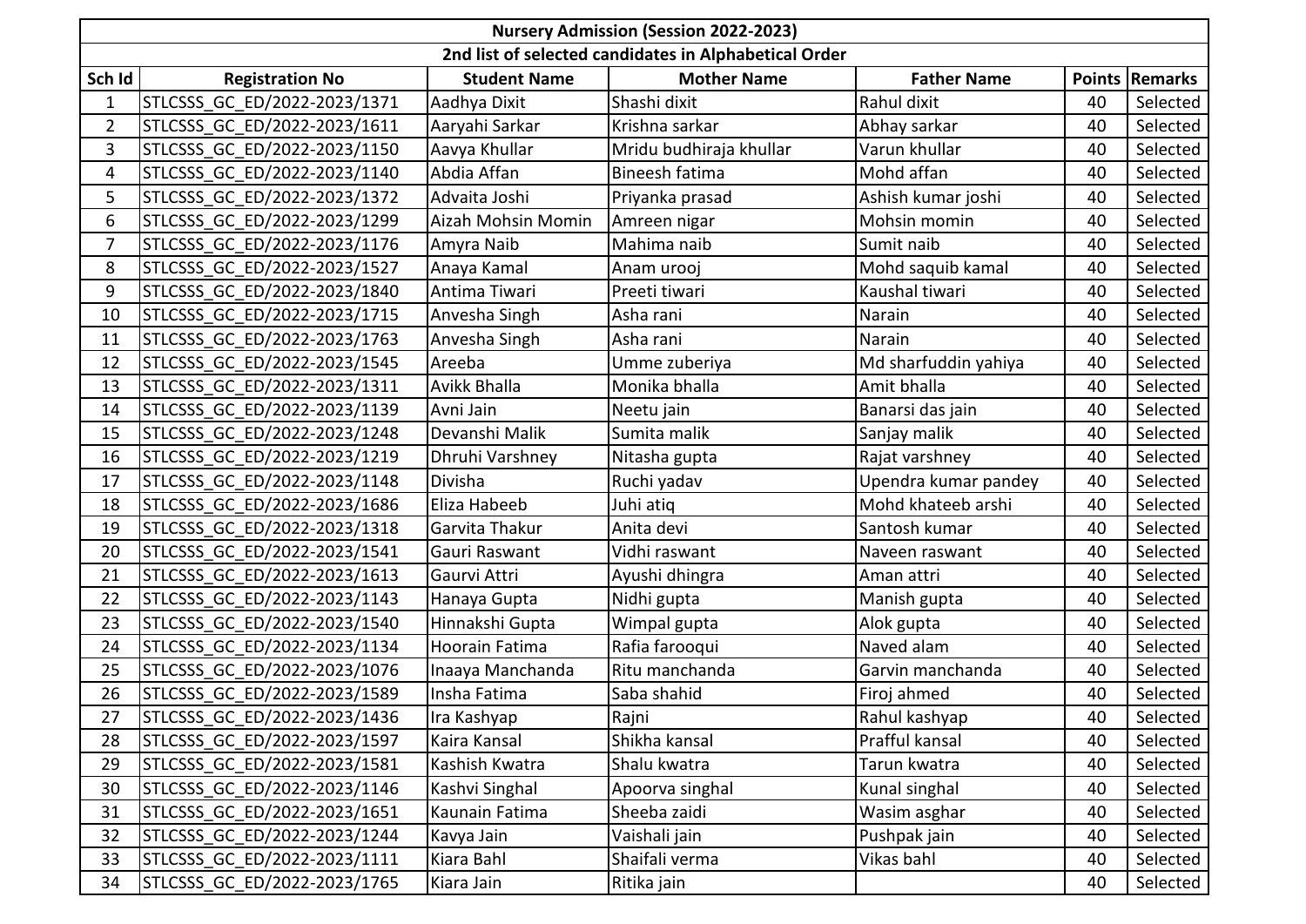| Nursery Admission (Session 2022-2023) | | | | | | |
|---|---|---|---|---|---|---|
| 2nd list of selected candidates in Alphabetical Order | | | | | | |
| Sch Id | Registration No | Student Name | Mother Name | Father Name | Points | Remarks |
| 1 | STLCSSS_GC_ED/2022-2023/1371 | Aadhya Dixit | Shashi dixit | Rahul dixit | 40 | Selected |
| 2 | STLCSSS_GC_ED/2022-2023/1611 | Aaryahi Sarkar | Krishna sarkar | Abhay sarkar | 40 | Selected |
| 3 | STLCSSS_GC_ED/2022-2023/1150 | Aavya Khullar | Mridu budhiraja khullar | Varun khullar | 40 | Selected |
| 4 | STLCSSS_GC_ED/2022-2023/1140 | Abdia Affan | Bineesh fatima | Mohd affan | 40 | Selected |
| 5 | STLCSSS_GC_ED/2022-2023/1372 | Advaita Joshi | Priyanka prasad | Ashish kumar joshi | 40 | Selected |
| 6 | STLCSSS_GC_ED/2022-2023/1299 | Aizah Mohsin Momin | Amreen nigar | Mohsin momin | 40 | Selected |
| 7 | STLCSSS_GC_ED/2022-2023/1176 | Amyra Naib | Mahima naib | Sumit naib | 40 | Selected |
| 8 | STLCSSS_GC_ED/2022-2023/1527 | Anaya Kamal | Anam urooj | Mohd saquib kamal | 40 | Selected |
| 9 | STLCSSS_GC_ED/2022-2023/1840 | Antima Tiwari | Preeti tiwari | Kaushal tiwari | 40 | Selected |
| 10 | STLCSSS_GC_ED/2022-2023/1715 | Anvesha Singh | Asha rani | Narain | 40 | Selected |
| 11 | STLCSSS_GC_ED/2022-2023/1763 | Anvesha Singh | Asha rani | Narain | 40 | Selected |
| 12 | STLCSSS_GC_ED/2022-2023/1545 | Areeba | Umme zuberiya | Md sharfuddin yahiya | 40 | Selected |
| 13 | STLCSSS_GC_ED/2022-2023/1311 | Avikk Bhalla | Monika bhalla | Amit bhalla | 40 | Selected |
| 14 | STLCSSS_GC_ED/2022-2023/1139 | Avni Jain | Neetu jain | Banarsi das jain | 40 | Selected |
| 15 | STLCSSS_GC_ED/2022-2023/1248 | Devanshi Malik | Sumita malik | Sanjay malik | 40 | Selected |
| 16 | STLCSSS_GC_ED/2022-2023/1219 | Dhruhi Varshney | Nitasha gupta | Rajat varshney | 40 | Selected |
| 17 | STLCSSS_GC_ED/2022-2023/1148 | Divisha | Ruchi yadav | Upendra kumar pandey | 40 | Selected |
| 18 | STLCSSS_GC_ED/2022-2023/1686 | Eliza Habeeb | Juhi atiq | Mohd khateeb arshi | 40 | Selected |
| 19 | STLCSSS_GC_ED/2022-2023/1318 | Garvita Thakur | Anita devi | Santosh kumar | 40 | Selected |
| 20 | STLCSSS_GC_ED/2022-2023/1541 | Gauri Raswant | Vidhi raswant | Naveen raswant | 40 | Selected |
| 21 | STLCSSS_GC_ED/2022-2023/1613 | Gaurvi Attri | Ayushi dhingra | Aman attri | 40 | Selected |
| 22 | STLCSSS_GC_ED/2022-2023/1143 | Hanaya Gupta | Nidhi gupta | Manish gupta | 40 | Selected |
| 23 | STLCSSS_GC_ED/2022-2023/1540 | Hinnakshi Gupta | Wimpal gupta | Alok gupta | 40 | Selected |
| 24 | STLCSSS_GC_ED/2022-2023/1134 | Hoorain Fatima | Rafia farooqui | Naved alam | 40 | Selected |
| 25 | STLCSSS_GC_ED/2022-2023/1076 | Inaaya Manchanda | Ritu manchanda | Garvin manchanda | 40 | Selected |
| 26 | STLCSSS_GC_ED/2022-2023/1589 | Insha Fatima | Saba shahid | Firoj ahmed | 40 | Selected |
| 27 | STLCSSS_GC_ED/2022-2023/1436 | Ira Kashyap | Rajni | Rahul kashyap | 40 | Selected |
| 28 | STLCSSS_GC_ED/2022-2023/1597 | Kaira Kansal | Shikha kansal | Prafful kansal | 40 | Selected |
| 29 | STLCSSS_GC_ED/2022-2023/1581 | Kashish Kwatra | Shalu kwatra | Tarun kwatra | 40 | Selected |
| 30 | STLCSSS_GC_ED/2022-2023/1146 | Kashvi Singhal | Apoorva singhal | Kunal singhal | 40 | Selected |
| 31 | STLCSSS_GC_ED/2022-2023/1651 | Kaunain Fatima | Sheeba zaidi | Wasim asghar | 40 | Selected |
| 32 | STLCSSS_GC_ED/2022-2023/1244 | Kavya Jain | Vaishali jain | Pushpak jain | 40 | Selected |
| 33 | STLCSSS_GC_ED/2022-2023/1111 | Kiara Bahl | Shaifali verma | Vikas bahl | 40 | Selected |
| 34 | STLCSSS_GC_ED/2022-2023/1765 | Kiara Jain | Ritika jain | | 40 | Selected |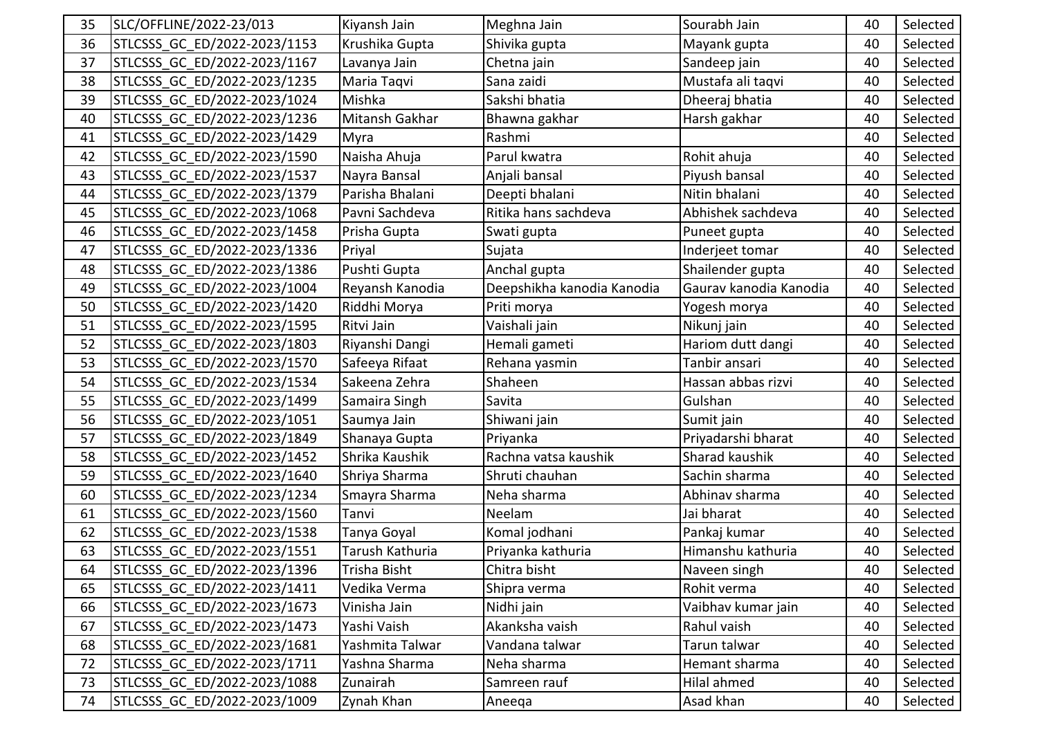| | | | | | | |
|---|---|---|---|---|---|---|
| 35 | SLC/OFFLINE/2022-23/013 | Kiyansh Jain | Meghna Jain | Sourabh Jain | 40 | Selected |
| 36 | STLCSSS_GC_ED/2022-2023/1153 | Krushika Gupta | Shivika gupta | Mayank gupta | 40 | Selected |
| 37 | STLCSSS_GC_ED/2022-2023/1167 | Lavanya Jain | Chetna jain | Sandeep jain | 40 | Selected |
| 38 | STLCSSS_GC_ED/2022-2023/1235 | Maria Taqvi | Sana zaidi | Mustafa ali taqvi | 40 | Selected |
| 39 | STLCSSS_GC_ED/2022-2023/1024 | Mishka | Sakshi bhatia | Dheeraj bhatia | 40 | Selected |
| 40 | STLCSSS_GC_ED/2022-2023/1236 | Mitansh Gakhar | Bhawna gakhar | Harsh gakhar | 40 | Selected |
| 41 | STLCSSS_GC_ED/2022-2023/1429 | Myra | Rashmi | | 40 | Selected |
| 42 | STLCSSS_GC_ED/2022-2023/1590 | Naisha Ahuja | Parul kwatra | Rohit ahuja | 40 | Selected |
| 43 | STLCSSS_GC_ED/2022-2023/1537 | Nayra Bansal | Anjali bansal | Piyush bansal | 40 | Selected |
| 44 | STLCSSS_GC_ED/2022-2023/1379 | Parisha Bhalani | Deepti bhalani | Nitin bhalani | 40 | Selected |
| 45 | STLCSSS_GC_ED/2022-2023/1068 | Pavni Sachdeva | Ritika hans sachdeva | Abhishek sachdeva | 40 | Selected |
| 46 | STLCSSS_GC_ED/2022-2023/1458 | Prisha Gupta | Swati gupta | Puneet gupta | 40 | Selected |
| 47 | STLCSSS_GC_ED/2022-2023/1336 | Priyal | Sujata | Inderjeet tomar | 40 | Selected |
| 48 | STLCSSS_GC_ED/2022-2023/1386 | Pushti Gupta | Anchal gupta | Shailender gupta | 40 | Selected |
| 49 | STLCSSS_GC_ED/2022-2023/1004 | Reyansh Kanodia | Deepshikha kanodia Kanodia | Gaurav kanodia Kanodia | 40 | Selected |
| 50 | STLCSSS_GC_ED/2022-2023/1420 | Riddhi Morya | Priti morya | Yogesh morya | 40 | Selected |
| 51 | STLCSSS_GC_ED/2022-2023/1595 | Ritvi Jain | Vaishali jain | Nikunj jain | 40 | Selected |
| 52 | STLCSSS_GC_ED/2022-2023/1803 | Riyanshi Dangi | Hemali gameti | Hariom dutt dangi | 40 | Selected |
| 53 | STLCSSS_GC_ED/2022-2023/1570 | Safeeya Rifaat | Rehana yasmin | Tanbir ansari | 40 | Selected |
| 54 | STLCSSS_GC_ED/2022-2023/1534 | Sakeena Zehra | Shaheen | Hassan abbas rizvi | 40 | Selected |
| 55 | STLCSSS_GC_ED/2022-2023/1499 | Samaira Singh | Savita | Gulshan | 40 | Selected |
| 56 | STLCSSS_GC_ED/2022-2023/1051 | Saumya Jain | Shiwani jain | Sumit jain | 40 | Selected |
| 57 | STLCSSS_GC_ED/2022-2023/1849 | Shanaya Gupta | Priyanka | Priyadarshi bharat | 40 | Selected |
| 58 | STLCSSS_GC_ED/2022-2023/1452 | Shrika Kaushik | Rachna vatsa kaushik | Sharad kaushik | 40 | Selected |
| 59 | STLCSSS_GC_ED/2022-2023/1640 | Shriya Sharma | Shruti chauhan | Sachin sharma | 40 | Selected |
| 60 | STLCSSS_GC_ED/2022-2023/1234 | Smayra Sharma | Neha sharma | Abhinav sharma | 40 | Selected |
| 61 | STLCSSS_GC_ED/2022-2023/1560 | Tanvi | Neelam | Jai bharat | 40 | Selected |
| 62 | STLCSSS_GC_ED/2022-2023/1538 | Tanya Goyal | Komal jodhani | Pankaj kumar | 40 | Selected |
| 63 | STLCSSS_GC_ED/2022-2023/1551 | Tarush Kathuria | Priyanka kathuria | Himanshu kathuria | 40 | Selected |
| 64 | STLCSSS_GC_ED/2022-2023/1396 | Trisha Bisht | Chitra bisht | Naveen singh | 40 | Selected |
| 65 | STLCSSS_GC_ED/2022-2023/1411 | Vedika Verma | Shipra verma | Rohit verma | 40 | Selected |
| 66 | STLCSSS_GC_ED/2022-2023/1673 | Vinisha Jain | Nidhi jain | Vaibhav kumar jain | 40 | Selected |
| 67 | STLCSSS_GC_ED/2022-2023/1473 | Yashi Vaish | Akanksha vaish | Rahul vaish | 40 | Selected |
| 68 | STLCSSS_GC_ED/2022-2023/1681 | Yashmita Talwar | Vandana talwar | Tarun talwar | 40 | Selected |
| 72 | STLCSSS_GC_ED/2022-2023/1711 | Yashna Sharma | Neha sharma | Hemant sharma | 40 | Selected |
| 73 | STLCSSS_GC_ED/2022-2023/1088 | Zunairah | Samreen rauf | Hilal ahmed | 40 | Selected |
| 74 | STLCSSS_GC_ED/2022-2023/1009 | Zynah Khan | Aneeqa | Asad khan | 40 | Selected |